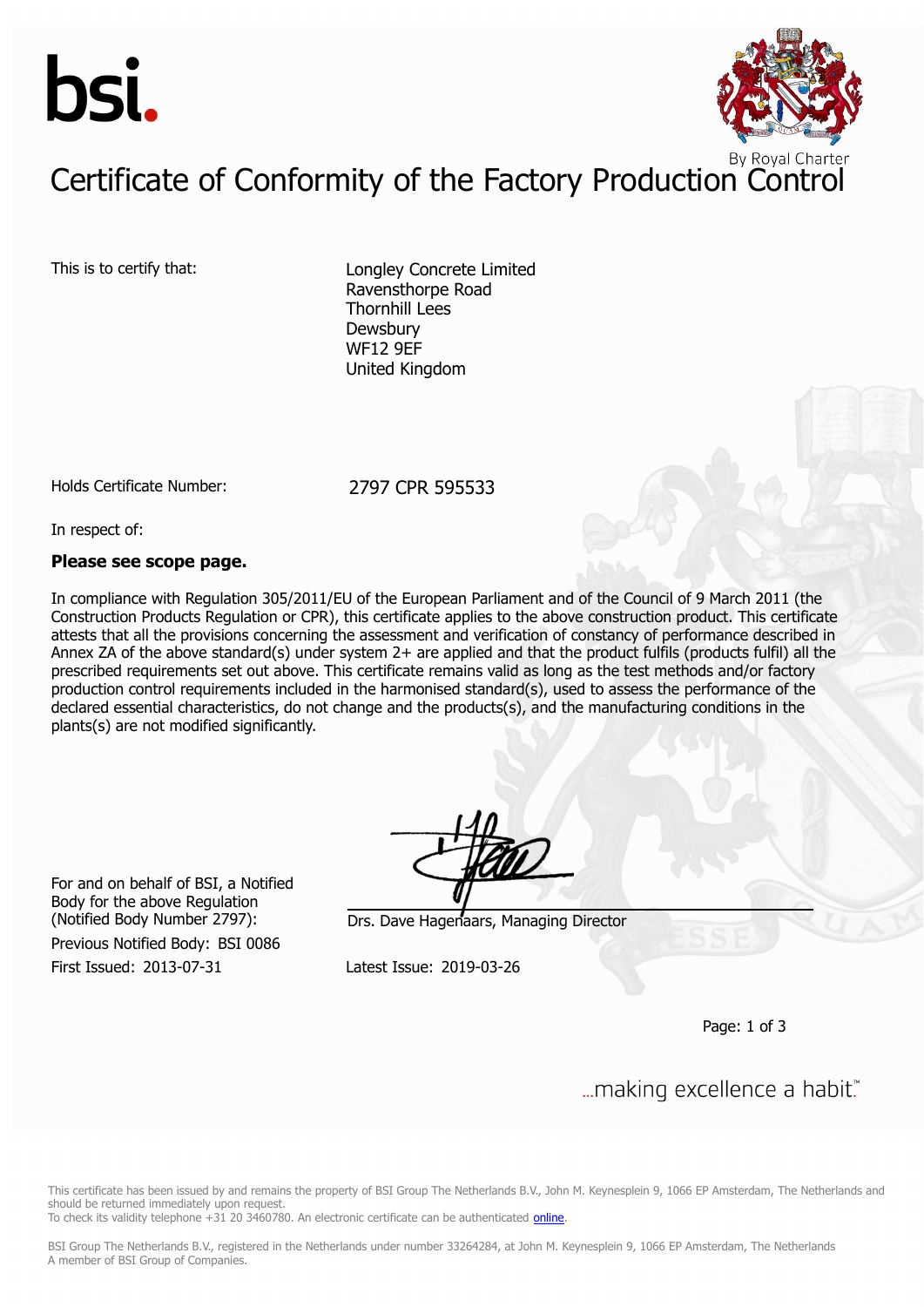bsi.

By Royal Charter

# Certificate of Conformity of the Factory Production Control

This is to certify that:

Longley Concrete Limited
Ravensthorpe Road
Thornhill Lees
Dewsbury
WF12 9EF
United Kingdom

Holds Certificate Number: 2797 CPR 595533

In respect of:

**Please see scope page.**

In compliance with Regulation 305/2011/EU of the European Parliament and of the Council of 9 March 2011 (the Construction Products Regulation or CPR), this certificate applies to the above construction product. This certificate attests that all the provisions concerning the assessment and verification of constancy of performance described in Annex ZA of the above standard(s) under system 2+ are applied and that the product fulfils (products fulfil) all the prescribed requirements set out above. This certificate remains valid as long as the test methods and/or factory production control requirements included in the harmonised standard(s), used to assess the performance of the declared essential characteristics, do not change and the products(s), and the manufacturing conditions in the plants(s) are not modified significantly.

For and on behalf of BSI, a Notified Body for the above Regulation (Notified Body Number 2797):

Drs. Dave Hagenaars, Managing Director

Previous Notified Body: BSI 0086

First Issued: 2013-07-31

Latest Issue: 2019-03-26

...making excellence a habit.™

This certificate has been issued by and remains the property of BSI Group The Netherlands B.V., John M. Keynesplein 9, 1066 EP Amsterdam, The Netherlands and should be returned immediately upon request.
To check its validity telephone +31 20 3460780. An electronic certificate can be authenticated online.

BSI Group The Netherlands B.V., registered in the Netherlands under number 33264284, at John M. Keynesplein 9, 1066 EP Amsterdam, The Netherlands
A member of BSI Group of Companies.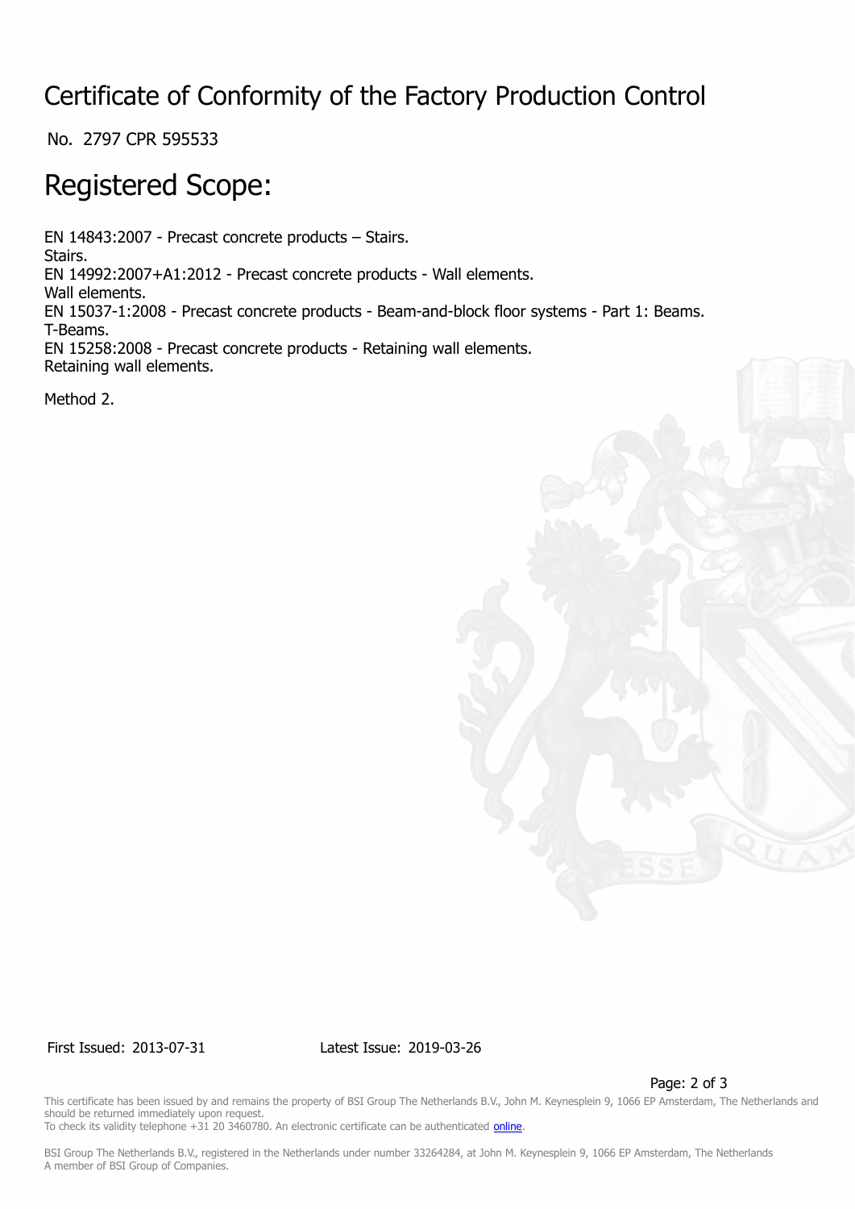# Certificate of Conformity of the Factory Production Control

No. 2797 CPR 595533

## Registered Scope:

EN 14843:2007 - Precast concrete products – Stairs.
Stairs.
EN 14992:2007+A1:2012 - Precast concrete products - Wall elements.
Wall elements.
EN 15037-1:2008 - Precast concrete products - Beam-and-block floor systems - Part 1: Beams.
T-Beams.
EN 15258:2008 - Precast concrete products - Retaining wall elements.
Retaining wall elements.

Method 2.

First Issued: 2013-07-31 Latest Issue: 2019-03-26

This certificate has been issued by and remains the property of BSI Group The Netherlands B.V., John M. Keynesplein 9, 1066 EP Amsterdam, The Netherlands and should be returned immediately upon request.
To check its validity telephone +31 20 3460780. An electronic certificate can be authenticated online.

BSI Group The Netherlands B.V., registered in the Netherlands under number 33264284, at John M. Keynesplein 9, 1066 EP Amsterdam, The Netherlands
A member of BSI Group of Companies.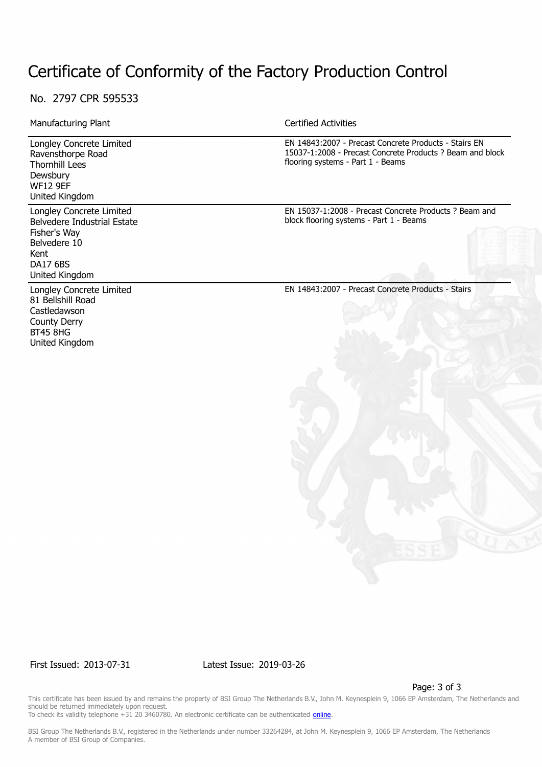# Certificate of Conformity of the Factory Production Control

## No. 2797 CPR 595533

| Manufacturing Plant | Certified Activities |
|---|---|
| Longley Concrete Limited<br>Ravensthorpe Road<br>Thornhill Lees<br>Dewsbury<br>WF12 9EF<br>United Kingdom | EN 14843:2007 - Precast Concrete Products - Stairs EN 15037-1:2008 - Precast Concrete Products ? Beam and block flooring systems - Part 1 - Beams |
| Longley Concrete Limited<br>Belvedere Industrial Estate<br>Fisher's Way<br>Belvedere 10<br>Kent<br>DA17 6BS<br>United Kingdom | EN 15037-1:2008 - Precast Concrete Products ? Beam and block flooring systems - Part 1 - Beams |
| Longley Concrete Limited<br>81 Bellshill Road<br>Castledawson<br>County Derry<br>BT45 8HG<br>United Kingdom | EN 14843:2007 - Precast Concrete Products - Stairs |

First Issued: 2013-07-31 Latest Issue: 2019-03-26

This certificate has been issued by and remains the property of BSI Group The Netherlands B.V., John M. Keynesplein 9, 1066 EP Amsterdam, The Netherlands and should be returned immediately upon request.
To check its validity telephone +31 20 3460780. An electronic certificate can be authenticated online.

BSI Group The Netherlands B.V., registered in the Netherlands under number 33264284, at John M. Keynesplein 9, 1066 EP Amsterdam, The Netherlands
A member of BSI Group of Companies.